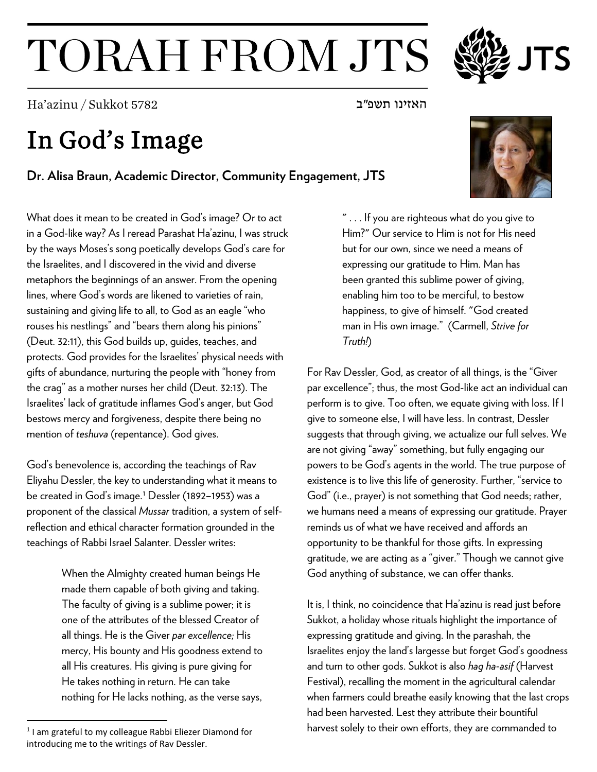# TORAH FROM JTS

Ha'azinu / Sukkot 5782 האזינו תשפ"ב

## In God's Image

**Dr. Alisa Braun, Academic Director, Community Engagement, JTS**

What does it mean to be created in God's image? Or to act in a God-like way? As I reread Parashat Ha'azinu, I was struck by the ways Moses's song poetically develops God's care for the Israelites, and I discovered in the vivid and diverse metaphors the beginnings of an answer. From the opening lines, where God's words are likened to varieties of rain, sustaining and giving life to all, to God as an eagle "who rouses his nestlings" and "bears them along his pinions" (Deut. 32:11), this God builds up, guides, teaches, and protects. God provides for the Israelites' physical needs with gifts of abundance, nurturing the people with "honey from the crag" as a mother nurses her child (Deut. 32:13). The Israelites' lack of gratitude inflames God's anger, but God bestows mercy and forgiveness, despite there being no mention of *teshuva* (repentance). God gives.

God's benevolence is, according the teachings of Rav Eliyahu Dessler, the key to understanding what it means to be created in God's image.[1] Dessler (1892–1953) was a proponent of the classical *Mussar* tradition, a system of self-reflection and ethical character formation grounded in the teachings of Rabbi Israel Salanter. Dessler writes:

> When the Almighty created human beings He made them capable of both giving and taking. The faculty of giving is a sublime power; it is one of the attributes of the blessed Creator of all things. He is the Giver *par excellence;* His mercy, His bounty and His goodness extend to all His creatures. His giving is pure giving for He takes nothing in return. He can take nothing for He lacks nothing, as the verse says, " . . . If you are righteous what do you give to Him?" Our service to Him is not for His need but for our own, since we need a means of expressing our gratitude to Him. Man has been granted this sublime power of giving, enabling him too to be merciful, to bestow happiness, to give of himself. "God created man in His own image." (Carmell, *Strive for Truth!*)

For Rav Dessler, God, as creator of all things, is the "Giver par excellence"; thus, the most God-like act an individual can perform is to give. Too often, we equate giving with loss. If I give to someone else, I will have less. In contrast, Dessler suggests that through giving, we actualize our full selves. We are not giving "away" something, but fully engaging our powers to be God's agents in the world. The true purpose of existence is to live this life of generosity. Further, "service to God" (i.e., prayer) is not something that God needs; rather, we humans need a means of expressing our gratitude. Prayer reminds us of what we have received and affords an opportunity to be thankful for those gifts. In expressing gratitude, we are acting as a "giver." Though we cannot give God anything of substance, we can offer thanks.

It is, I think, no coincidence that Ha'azinu is read just before Sukkot, a holiday whose rituals highlight the importance of expressing gratitude and giving. In the parashah, the Israelites enjoy the land's largesse but forget God's goodness and turn to other gods. Sukkot is also *hag ha-asif* (Harvest Festival), recalling the moment in the agricultural calendar when farmers could breathe easily knowing that the last crops had been harvested. Lest they attribute their bountiful harvest solely to their own efforts, they are commanded to

[1] I am grateful to my colleague Rabbi Eliezer Diamond for introducing me to the writings of Rav Dessler.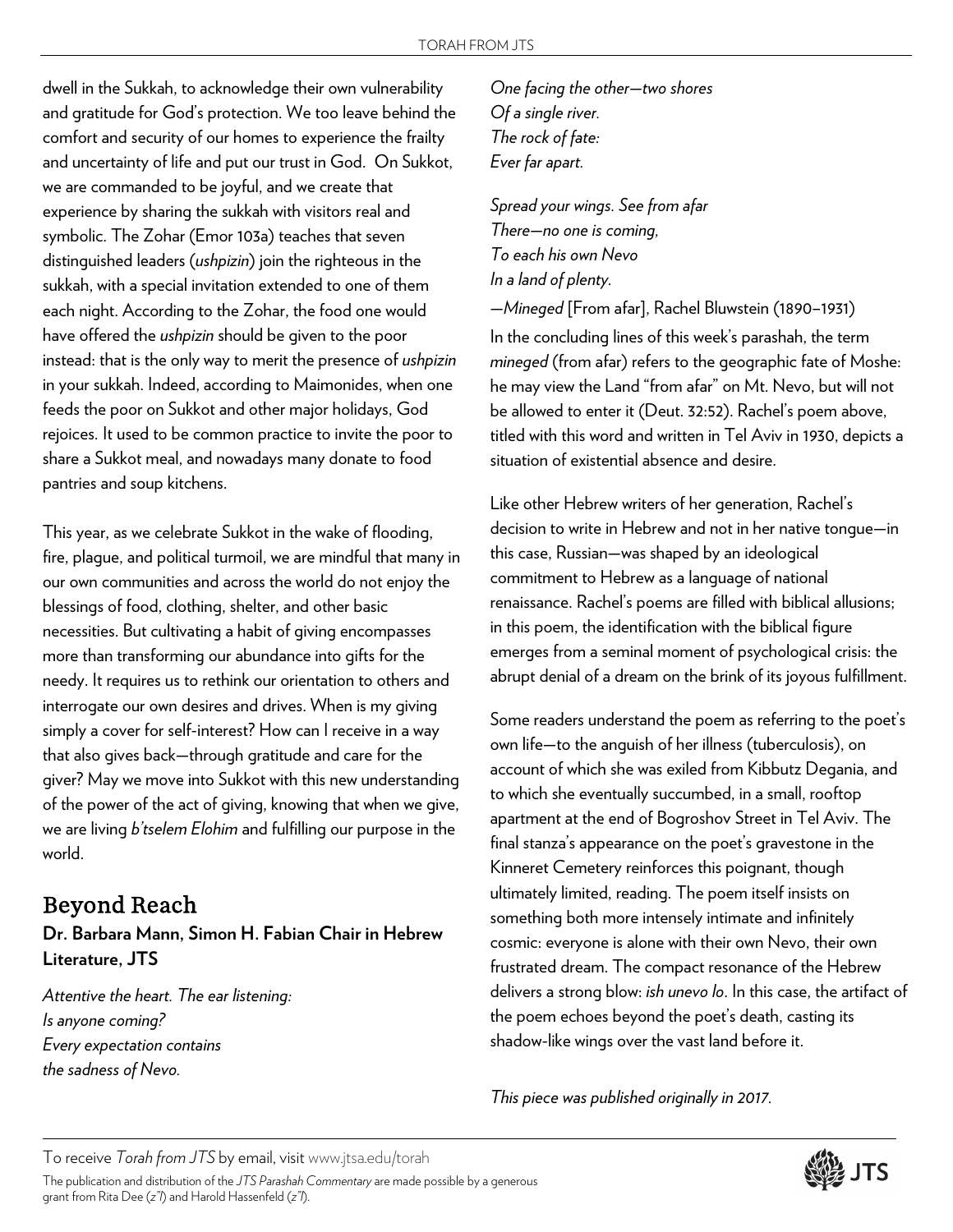dwell in the Sukkah, to acknowledge their own vulnerability and gratitude for God's protection. We too leave behind the comfort and security of our homes to experience the frailty and uncertainty of life and put our trust in God. On Sukkot, we are commanded to be joyful, and we create that experience by sharing the sukkah with visitors real and symbolic. The Zohar (Emor 103a) teaches that seven distinguished leaders (*ushpizin*) join the righteous in the sukkah, with a special invitation extended to one of them each night. According to the Zohar, the food one would have offered the *ushpizin* should be given to the poor instead: that is the only way to merit the presence of *ushpizin* in your sukkah. Indeed, according to Maimonides, when one feeds the poor on Sukkot and other major holidays, God rejoices. It used to be common practice to invite the poor to share a Sukkot meal, and nowadays many donate to food pantries and soup kitchens.

This year, as we celebrate Sukkot in the wake of flooding, fire, plague, and political turmoil, we are mindful that many in our own communities and across the world do not enjoy the blessings of food, clothing, shelter, and other basic necessities. But cultivating a habit of giving encompasses more than transforming our abundance into gifts for the needy. It requires us to rethink our orientation to others and interrogate our own desires and drives. When is my giving simply a cover for self-interest? How can I receive in a way that also gives back—through gratitude and care for the giver? May we move into Sukkot with this new understanding of the power of the act of giving, knowing that when we give, we are living *b'tselem Elohim* and fulfilling our purpose in the world.

## Beyond Reach

**Dr. Barbara Mann, Simon H. Fabian Chair in Hebrew Literature, JTS**

*Attentive the heart. The ear listening:*
*Is anyone coming?*
*Every expectation contains*
*the sadness of Nevo.*

*One facing the other—two shores*
*Of a single river.*
*The rock of fate:*
*Ever far apart.*

*Spread your wings. See from afar*
*There—no one is coming,*
*To each his own Nevo*
*In a land of plenty.*

—*Mineged* [From afar], Rachel Bluwstein (1890–1931)

In the concluding lines of this week's parashah, the term *mineged* (from afar) refers to the geographic fate of Moshe: he may view the Land "from afar" on Mt. Nevo, but will not be allowed to enter it (Deut. 32:52). Rachel's poem above, titled with this word and written in Tel Aviv in 1930, depicts a situation of existential absence and desire.

Like other Hebrew writers of her generation, Rachel's decision to write in Hebrew and not in her native tongue—in this case, Russian—was shaped by an ideological commitment to Hebrew as a language of national renaissance. Rachel's poems are filled with biblical allusions; in this poem, the identification with the biblical figure emerges from a seminal moment of psychological crisis: the abrupt denial of a dream on the brink of its joyous fulfillment.

Some readers understand the poem as referring to the poet's own life—to the anguish of her illness (tuberculosis), on account of which she was exiled from Kibbutz Degania, and to which she eventually succumbed, in a small, rooftop apartment at the end of Bogroshov Street in Tel Aviv. The final stanza's appearance on the poet's gravestone in the Kinneret Cemetery reinforces this poignant, though ultimately limited, reading. The poem itself insists on something both more intensely intimate and infinitely cosmic: everyone is alone with their own Nevo, their own frustrated dream. The compact resonance of the Hebrew delivers a strong blow: *ish unevo lo*. In this case, the artifact of the poem echoes beyond the poet's death, casting its shadow-like wings over the vast land before it.

*This piece was published originally in 2017.*

To receive *Torah from JTS* by email, visit www.jtsa.edu/torah

The publication and distribution of the *JTS Parashah Commentary* are made possible by a generous grant from Rita Dee (*z"l*) and Harold Hassenfeld (*z"l*).